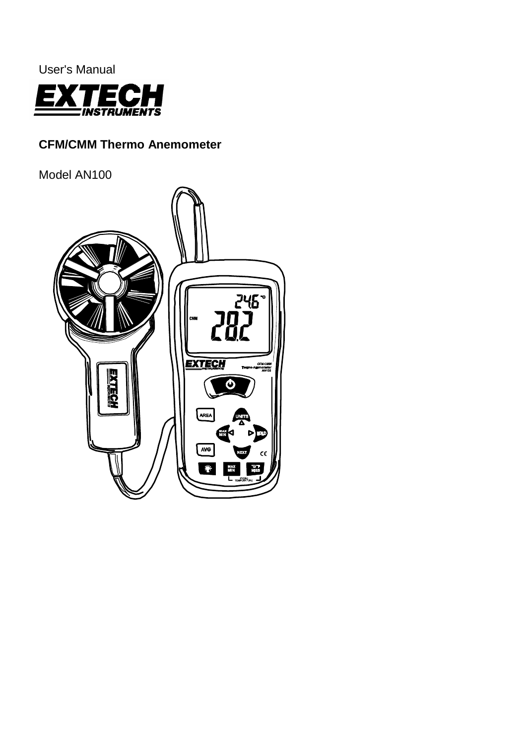User's Manual

EXTECH INSTRUMENTS

# CFM/CMM Thermo Anemometer

Model AN100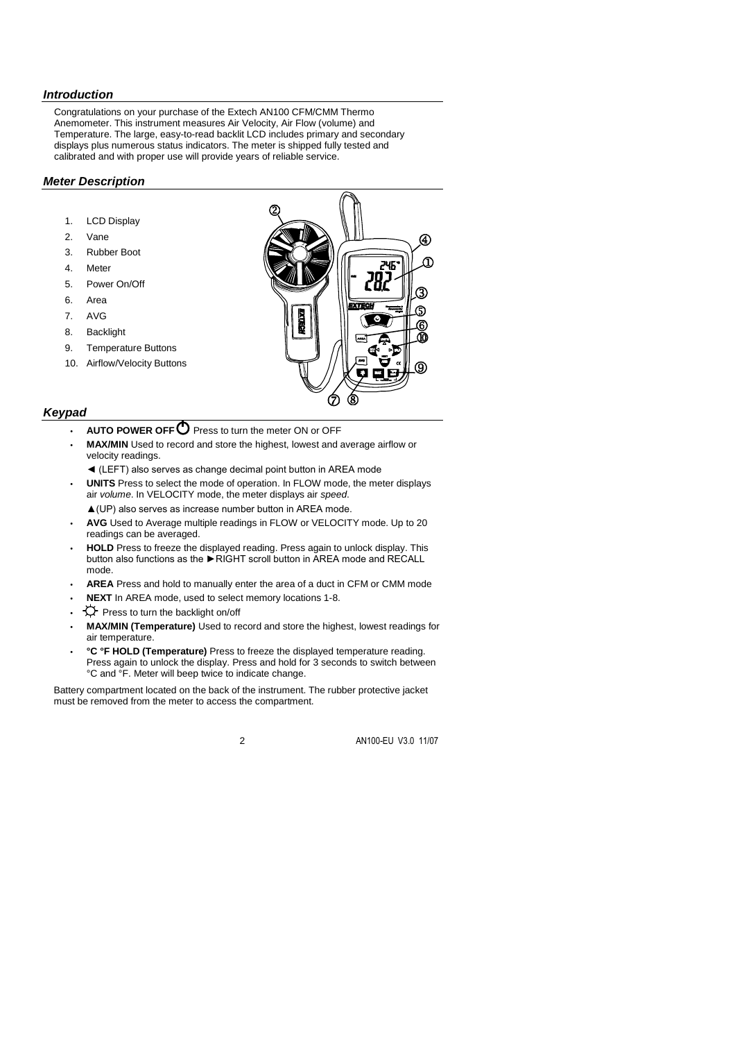## *Introduction*

Congratulations on your purchase of the Extech AN100 CFM/CMM Thermo Anemometer. This instrument measures Air Velocity, Air Flow (volume) and Temperature. The large, easy-to-read backlit LCD includes primary and secondary displays plus numerous status indicators. The meter is shipped fully tested and calibrated and with proper use will provide years of reliable service.

## *Meter Description*

1. LCD Display
2. Vane
3. Rubber Boot
4. Meter
5. Power On/Off
6. Area
7. AVG
8. Backlight
9. Temperature Buttons
10. Airflow/Velocity Buttons

## *Keypad*

- **AUTO POWER OFF** ⏻ Press to turn the meter ON or OFF
- **MAX/MIN** Used to record and store the highest, lowest and average airflow or velocity readings.

  ◄ (LEFT) also serves as change decimal point button in AREA mode
- **UNITS** Press to select the mode of operation. In FLOW mode, the meter displays air *volume*. In VELOCITY mode, the meter displays air *speed*.

  ▲(UP) also serves as increase number button in AREA mode.
- **AVG** Used to Average multiple readings in FLOW or VELOCITY mode. Up to 20 readings can be averaged.
- **HOLD** Press to freeze the displayed reading. Press again to unlock display. This button also functions as the ►RIGHT scroll button in AREA mode and RECALL mode.
- **AREA** Press and hold to manually enter the area of a duct in CFM or CMM mode
- **NEXT** In AREA mode, used to select memory locations 1-8.
- ☼ Press to turn the backlight on/off
- **MAX/MIN (Temperature)** Used to record and store the highest, lowest readings for air temperature.
- **°C °F HOLD (Temperature)** Press to freeze the displayed temperature reading. Press again to unlock the display. Press and hold for 3 seconds to switch between °C and °F. Meter will beep twice to indicate change.

Battery compartment located on the back of the instrument. The rubber protective jacket must be removed from the meter to access the compartment.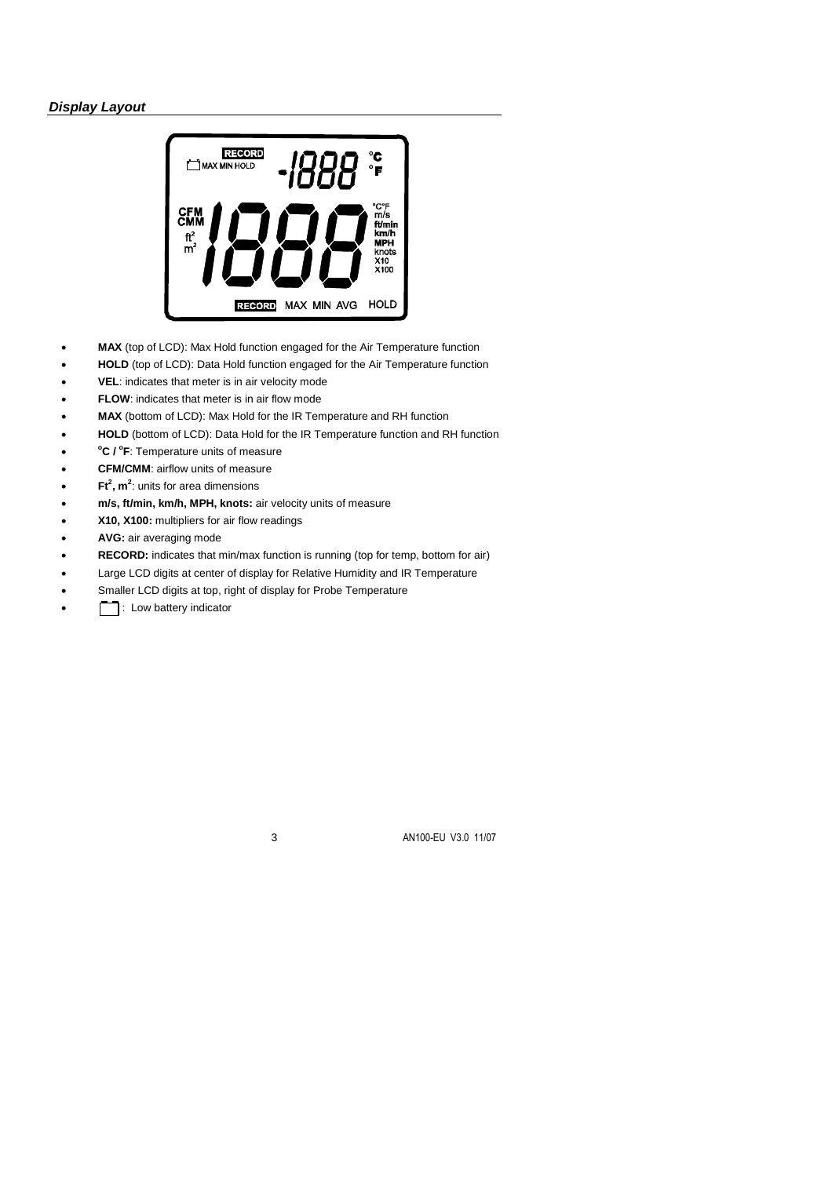## *Display Layout*

- **MAX** (top of LCD): Max Hold function engaged for the Air Temperature function
- **HOLD** (top of LCD): Data Hold function engaged for the Air Temperature function
- **VEL**: indicates that meter is in air velocity mode
- **FLOW**: indicates that meter is in air flow mode
- **MAX** (bottom of LCD): Max Hold for the IR Temperature and RH function
- **HOLD** (bottom of LCD): Data Hold for the IR Temperature function and RH function
- **°C / °F**: Temperature units of measure
- **CFM/CMM**: airflow units of measure
- **Ft$^2$, m$^2$**: units for area dimensions
- **m/s, ft/min, km/h, MPH, knots:** air velocity units of measure
- **X10, X100:** multipliers for air flow readings
- **AVG:** air averaging mode
- **RECORD:** indicates that min/max function is running (top for temp, bottom for air)
- Large LCD digits at center of display for Relative Humidity and IR Temperature
- Smaller LCD digits at top, right of display for Probe Temperature
- ▭ : Low battery indicator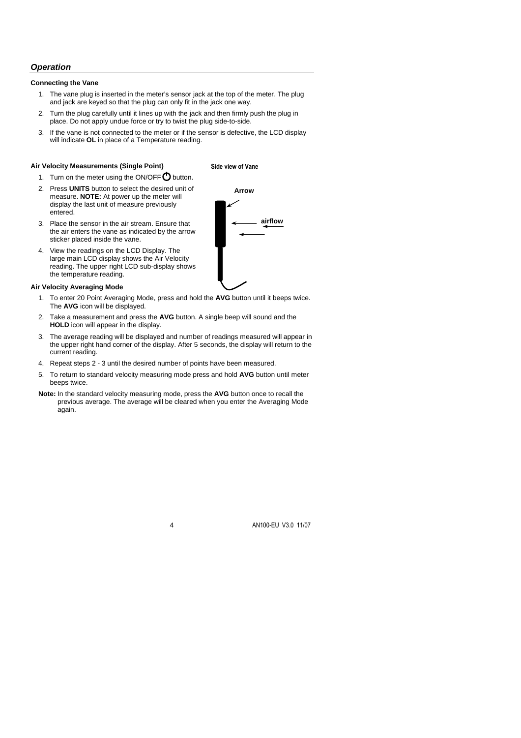## *Operation*

### Connecting the Vane

1. The vane plug is inserted in the meter's sensor jack at the top of the meter. The plug and jack are keyed so that the plug can only fit in the jack one way.
2. Turn the plug carefully until it lines up with the jack and then firmly push the plug in place. Do not apply undue force or try to twist the plug side-to-side.
3. If the vane is not connected to the meter or if the sensor is defective, the LCD display will indicate **OL** in place of a Temperature reading.

### Air Velocity Measurements (Single Point)

1. Turn on the meter using the ON/OFF ⏻ button.
2. Press **UNITS** button to select the desired unit of measure. **NOTE:** At power up the meter will display the last unit of measure previously entered.
3. Place the sensor in the air stream. Ensure that the air enters the vane as indicated by the arrow sticker placed inside the vane.
4. View the readings on the LCD Display. The large main LCD display shows the Air Velocity reading. The upper right LCD sub-display shows the temperature reading.

**Side view of Vane**

Arrow

airflow

### Air Velocity Averaging Mode

1. To enter 20 Point Averaging Mode, press and hold the **AVG** button until it beeps twice. The **AVG** icon will be displayed.
2. Take a measurement and press the **AVG** button. A single beep will sound and the **HOLD** icon will appear in the display.
3. The average reading will be displayed and number of readings measured will appear in the upper right hand corner of the display. After 5 seconds, the display will return to the current reading.
4. Repeat steps 2 - 3 until the desired number of points have been measured.
5. To return to standard velocity measuring mode press and hold **AVG** button until meter beeps twice.

**Note:** In the standard velocity measuring mode, press the **AVG** button once to recall the previous average. The average will be cleared when you enter the Averaging Mode again.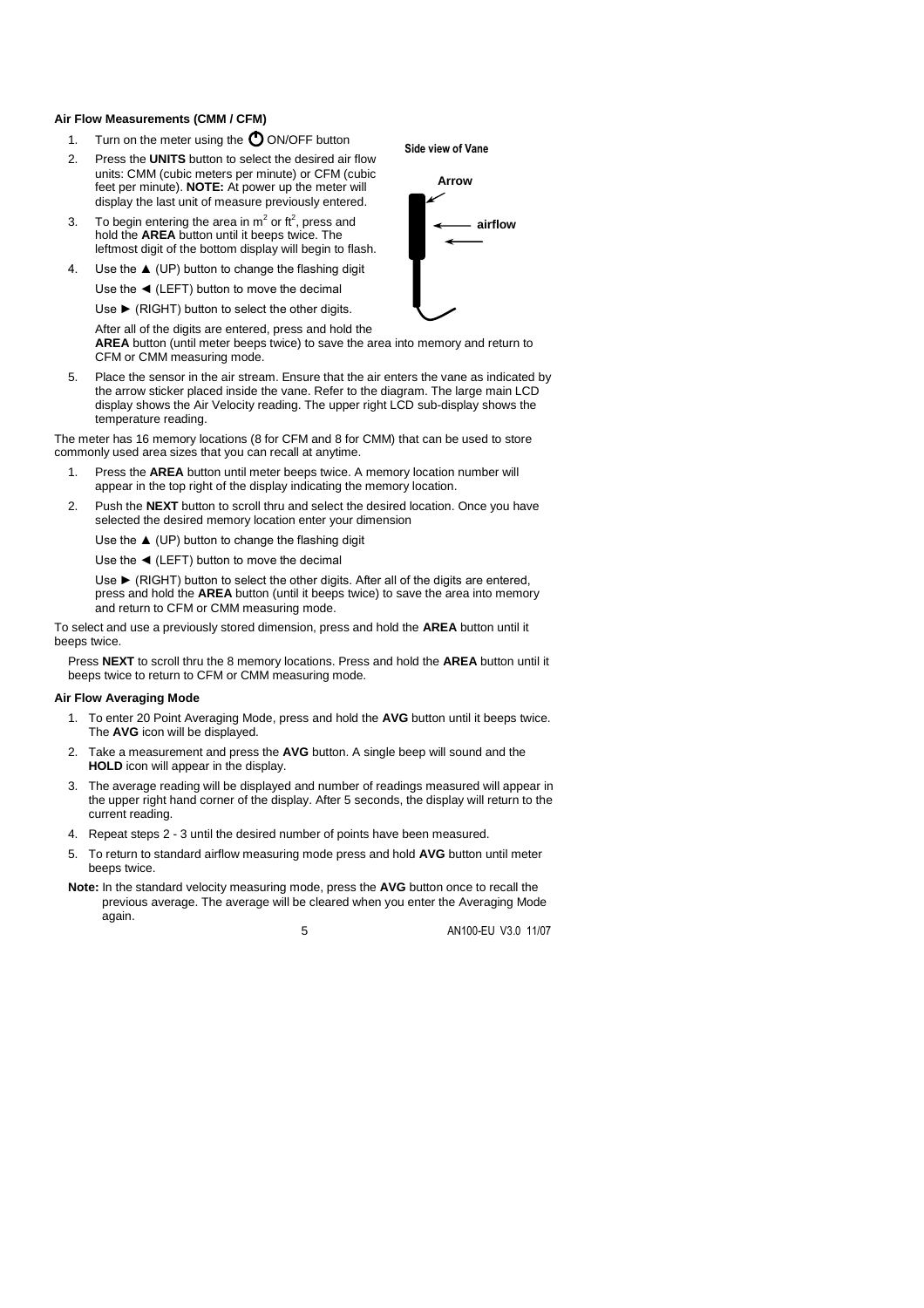**Air Flow Measurements (CMM / CFM)**

1. Turn on the meter using the ⏻ ON/OFF button
2. Press the **UNITS** button to select the desired air flow units: CMM (cubic meters per minute) or CFM (cubic feet per minute). **NOTE:** At power up the meter will display the last unit of measure previously entered.
3. To begin entering the area in $m^2$ or $ft^2$, press and hold the **AREA** button until it beeps twice. The leftmost digit of the bottom display will begin to flash.
4. Use the ▲ (UP) button to change the flashing digit

   Use the ◄ (LEFT) button to move the decimal

   Use ► (RIGHT) button to select the other digits.

   After all of the digits are entered, press and hold the **AREA** button (until meter beeps twice) to save the area into memory and return to CFM or CMM measuring mode.
5. Place the sensor in the air stream. Ensure that the air enters the vane as indicated by the arrow sticker placed inside the vane. Refer to the diagram. The large main LCD display shows the Air Velocity reading. The upper right LCD sub-display shows the temperature reading.

Side view of Vane

Arrow

airflow

The meter has 16 memory locations (8 for CFM and 8 for CMM) that can be used to store commonly used area sizes that you can recall at anytime.

1. Press the **AREA** button until meter beeps twice. A memory location number will appear in the top right of the display indicating the memory location.
2. Push the **NEXT** button to scroll thru and select the desired location. Once you have selected the desired memory location enter your dimension

   Use the ▲ (UP) button to change the flashing digit

   Use the ◄ (LEFT) button to move the decimal

   Use ► (RIGHT) button to select the other digits. After all of the digits are entered, press and hold the **AREA** button (until it beeps twice) to save the area into memory and return to CFM or CMM measuring mode.

To select and use a previously stored dimension, press and hold the **AREA** button until it beeps twice.

Press **NEXT** to scroll thru the 8 memory locations. Press and hold the **AREA** button until it beeps twice to return to CFM or CMM measuring mode.

**Air Flow Averaging Mode**

1. To enter 20 Point Averaging Mode, press and hold the **AVG** button until it beeps twice. The **AVG** icon will be displayed.
2. Take a measurement and press the **AVG** button. A single beep will sound and the **HOLD** icon will appear in the display.
3. The average reading will be displayed and number of readings measured will appear in the upper right hand corner of the display. After 5 seconds, the display will return to the current reading.
4. Repeat steps 2 - 3 until the desired number of points have been measured.
5. To return to standard airflow measuring mode press and hold **AVG** button until meter beeps twice.

**Note:** In the standard velocity measuring mode, press the **AVG** button once to recall the previous average. The average will be cleared when you enter the Averaging Mode again.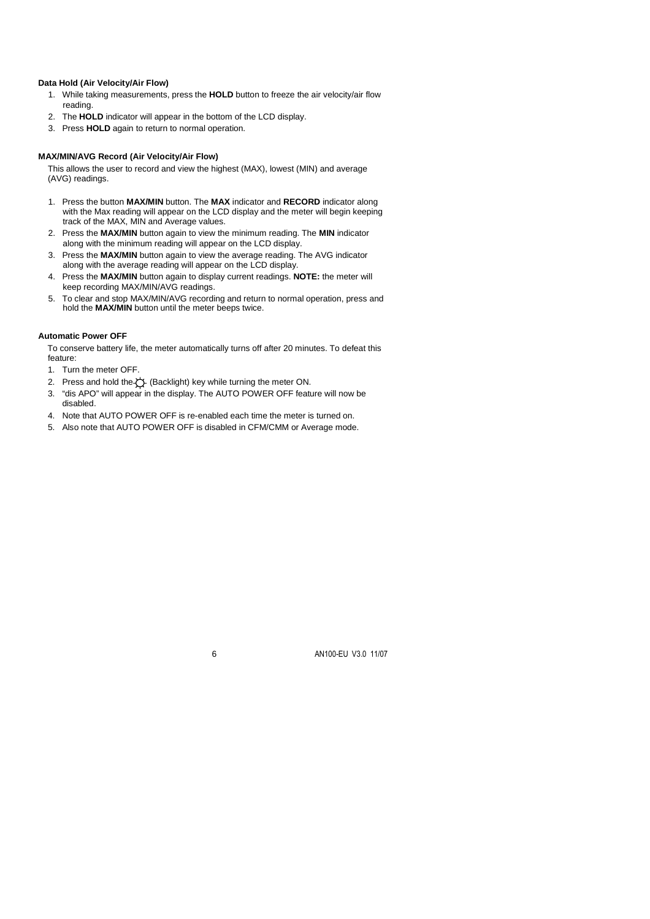**Data Hold (Air Velocity/Air Flow)**

1. While taking measurements, press the **HOLD** button to freeze the air velocity/air flow reading.
2. The **HOLD** indicator will appear in the bottom of the LCD display.
3. Press **HOLD** again to return to normal operation.

**MAX/MIN/AVG Record (Air Velocity/Air Flow)**

This allows the user to record and view the highest (MAX), lowest (MIN) and average (AVG) readings.

1. Press the button **MAX/MIN** button. The **MAX** indicator and **RECORD** indicator along with the Max reading will appear on the LCD display and the meter will begin keeping track of the MAX, MIN and Average values.
2. Press the **MAX/MIN** button again to view the minimum reading. The **MIN** indicator along with the minimum reading will appear on the LCD display.
3. Press the **MAX/MIN** button again to view the average reading. The AVG indicator along with the average reading will appear on the LCD display.
4. Press the **MAX/MIN** button again to display current readings. **NOTE:** the meter will keep recording MAX/MIN/AVG readings.
5. To clear and stop MAX/MIN/AVG recording and return to normal operation, press and hold the **MAX/MIN** button until the meter beeps twice.

**Automatic Power OFF**

To conserve battery life, the meter automatically turns off after 20 minutes. To defeat this feature:

1. Turn the meter OFF.
2. Press and hold the ☼ (Backlight) key while turning the meter ON.
3. "dis APO" will appear in the display. The AUTO POWER OFF feature will now be disabled.
4. Note that AUTO POWER OFF is re-enabled each time the meter is turned on.
5. Also note that AUTO POWER OFF is disabled in CFM/CMM or Average mode.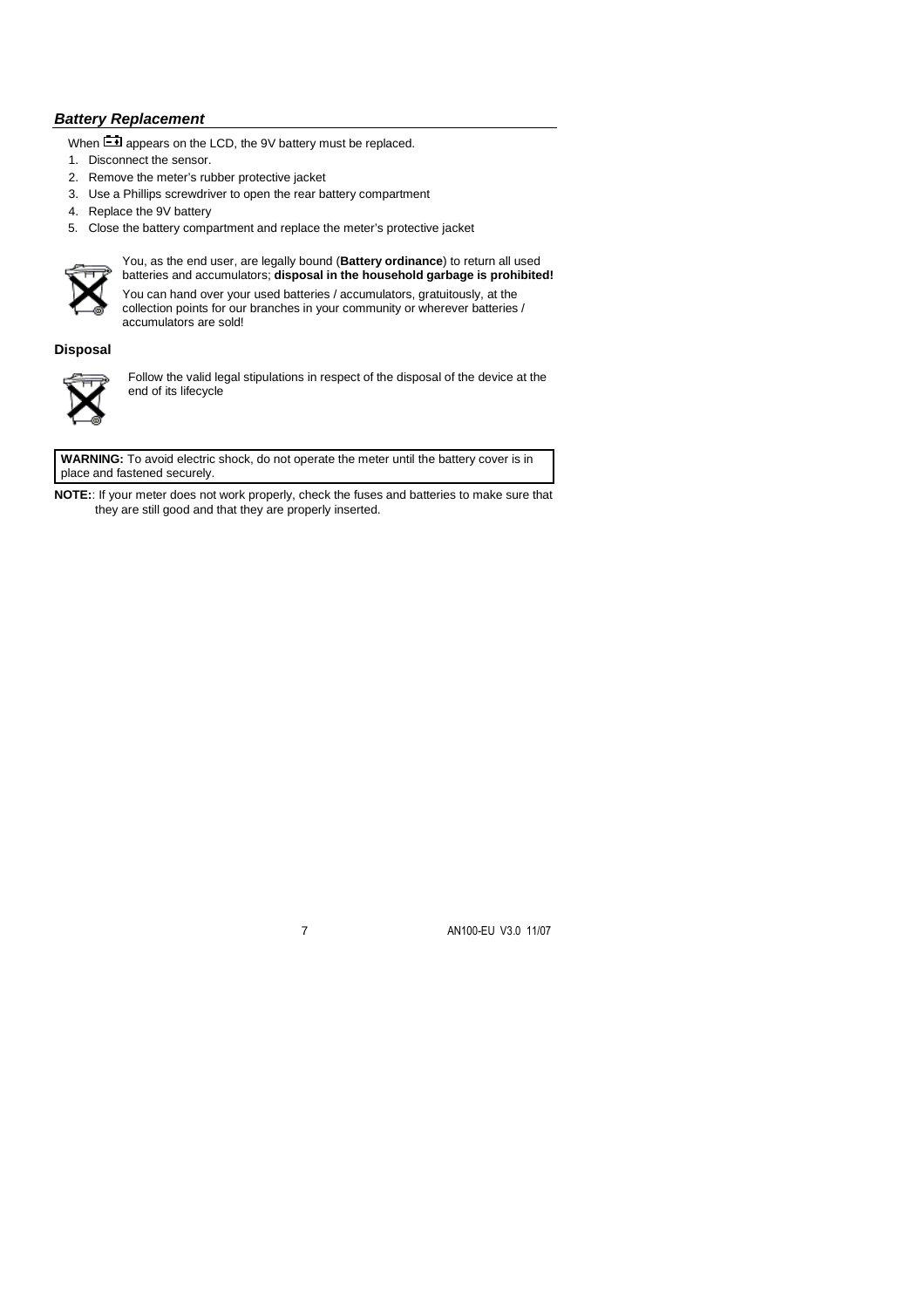## *Battery Replacement*

When [battery icon] appears on the LCD, the 9V battery must be replaced.

1. Disconnect the sensor.
2. Remove the meter's rubber protective jacket
3. Use a Phillips screwdriver to open the rear battery compartment
4. Replace the 9V battery
5. Close the battery compartment and replace the meter's protective jacket

You, as the end user, are legally bound (**Battery ordinance**) to return all used batteries and accumulators; **disposal in the household garbage is prohibited!**

You can hand over your used batteries / accumulators, gratuitously, at the collection points for our branches in your community or wherever batteries / accumulators are sold!

### Disposal

Follow the valid legal stipulations in respect of the disposal of the device at the end of its lifecycle

**WARNING:** To avoid electric shock, do not operate the meter until the battery cover is in place and fastened securely.

**NOTE:**: If your meter does not work properly, check the fuses and batteries to make sure that they are still good and that they are properly inserted.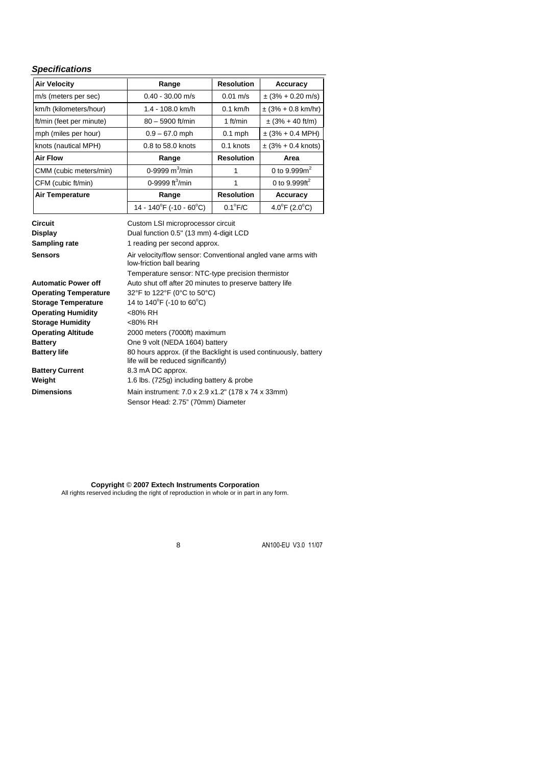### *Specifications*

| Air Velocity | Range | Resolution | Accuracy |
|---|---|---|---|
| m/s (meters per sec) | 0.40 - 30.00 m/s | 0.01 m/s | ± (3% + 0.20 m/s) |
| km/h (kilometers/hour) | 1.4 - 108.0 km/h | 0.1 km/h | ± (3% + 0.8 km/hr) |
| ft/min (feet per minute) | 80 – 5900 ft/min | 1 ft/min | ± (3% + 40 ft/m) |
| mph (miles per hour) | 0.9 – 67.0 mph | 0.1 mph | ± (3% + 0.4 MPH) |
| knots (nautical MPH) | 0.8 to 58.0 knots | 0.1 knots | ± (3% + 0.4 knots) |
| **Air Flow** | **Range** | **Resolution** | **Area** |
| CMM (cubic meters/min) | 0-9999 $m^3$/min | 1 | 0 to 9.999$m^2$ |
| CFM (cubic ft/min) | 0-9999 $ft^3$/min | 1 | 0 to 9.999$ft^2$ |
| **Air Temperature** | **Range** | **Resolution** | **Accuracy** |
| | 14 - 140°F (-10 - 60°C) | 0.1°F/C | 4.0°F (2.0°C) |

**Circuit** Custom LSI microprocessor circuit

**Display** Dual function 0.5" (13 mm) 4-digit LCD

**Sampling rate** 1 reading per second approx.

**Sensors** Air velocity/flow sensor: Conventional angled vane arms with low-friction ball bearing

Temperature sensor: NTC-type precision thermistor

**Automatic Power off** Auto shut off after 20 minutes to preserve battery life

**Operating Temperature** 32°F to 122°F (0°C to 50°C)

**Storage Temperature** 14 to 140°F (-10 to 60°C)

**Operating Humidity** <80% RH

**Storage Humidity** <80% RH

**Operating Altitude** 2000 meters (7000ft) maximum

**Battery** One 9 volt (NEDA 1604) battery

**Battery life** 80 hours approx. (if the Backlight is used continuously, battery life will be reduced significantly)

**Battery Current** 8.3 mA DC approx.

**Weight** 1.6 lbs. (725g) including battery & probe

**Dimensions** Main instrument: 7.0 x 2.9 x1.2" (178 x 74 x 33mm)

Sensor Head: 2.75" (70mm) Diameter

**Copyright © 2007 Extech Instruments Corporation**

All rights reserved including the right of reproduction in whole or in part in any form.

AN100-EU V3.0 11/07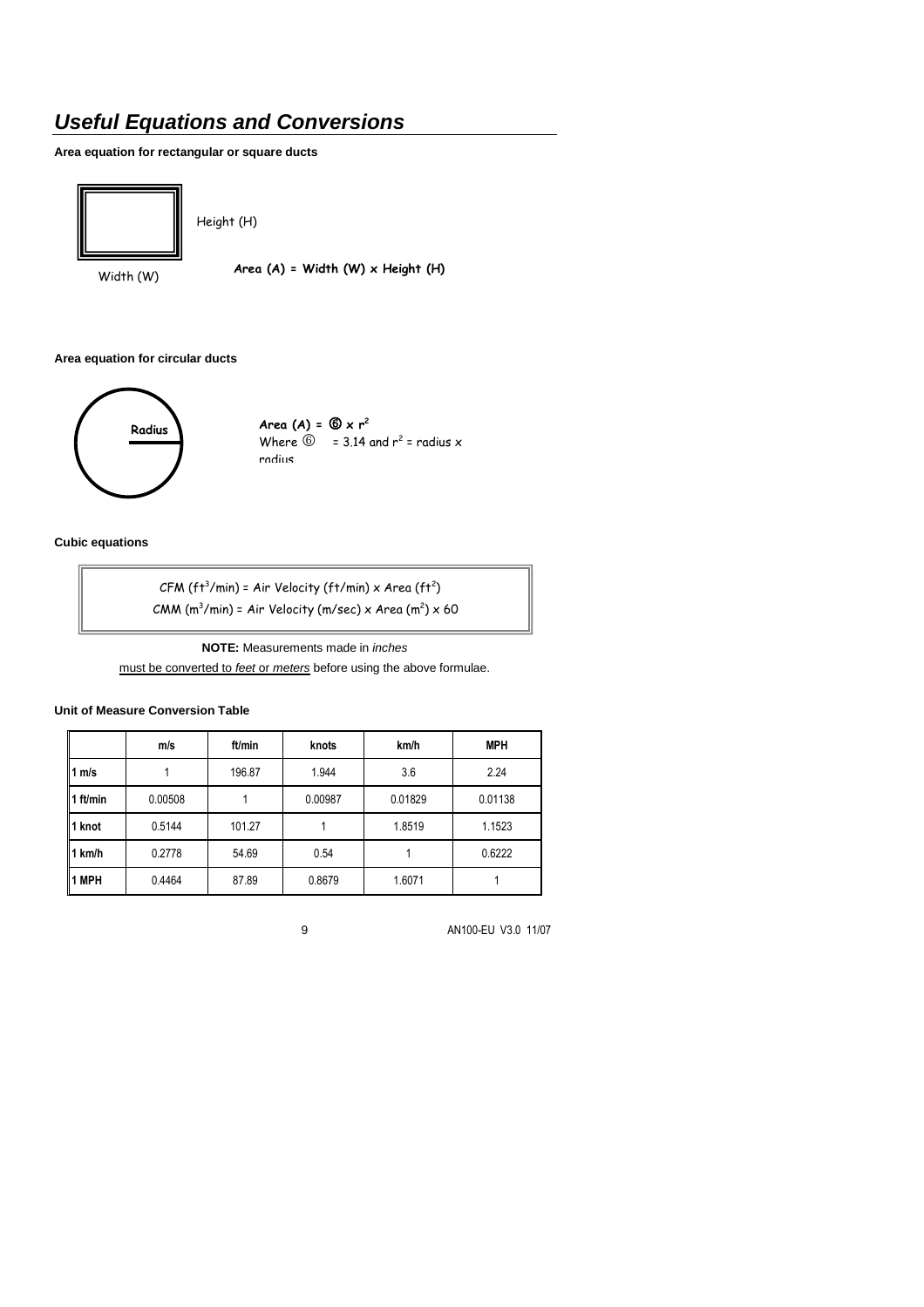## *Useful Equations and Conversions*

**Area equation for rectangular or square ducts**

Height (H)

Width (W)

**Area (A) = Width (W) x Height (H)**

**Area equation for circular ducts**

Radius

**Area (A) = ⑥ x r²**
Where ⑥ = 3.14 and $r^2$ = radius x radius

**Cubic equations**

CFM ($ft^3$/min) = Air Velocity (ft/min) x Area ($ft^2$)

CMM ($m^3$/min) = Air Velocity (m/sec) x Area ($m^2$) x 60

**NOTE:** Measurements made in *inches* must be converted to *feet* or *meters* before using the above formulae.

**Unit of Measure Conversion Table**

| | m/s | ft/min | knots | km/h | MPH |
|---|---|---|---|---|---|
| **1 m/s** | 1 | 196.87 | 1.944 | 3.6 | 2.24 |
| **1 ft/min** | 0.00508 | 1 | 0.00987 | 0.01829 | 0.01138 |
| **1 knot** | 0.5144 | 101.27 | 1 | 1.8519 | 1.1523 |
| **1 km/h** | 0.2778 | 54.69 | 0.54 | 1 | 0.6222 |
| **1 MPH** | 0.4464 | 87.89 | 0.8679 | 1.6071 | 1 |

AN100-EU V3.0 11/07